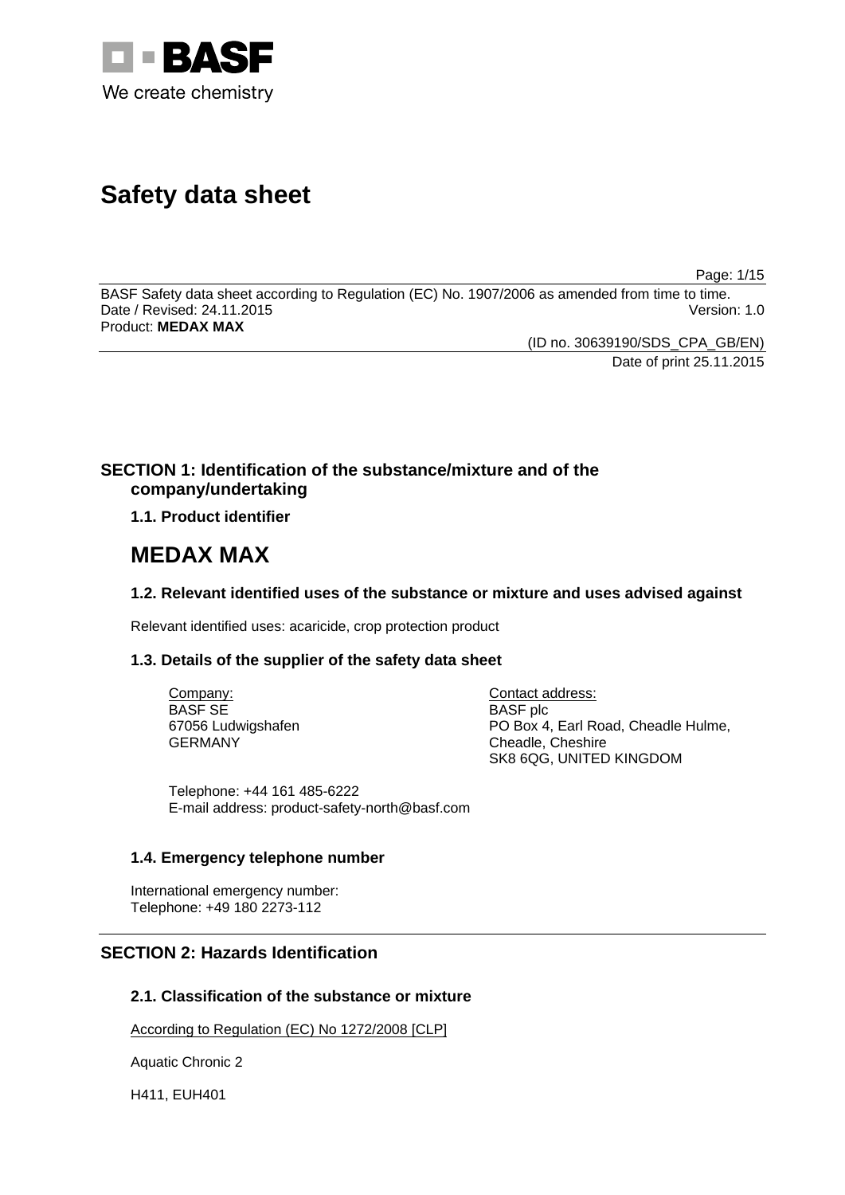# Safety data sheet

BASF Safety data sheet according to Regulation (EC) No. 1907/2006 as amended from time to time.
Date / Revised: 24.11.2015 Version: 1.0
Product: **MEDAX MAX**

(ID no. 30639190/SDS_CPA_GB/EN)
Date of print 25.11.2015

## SECTION 1: Identification of the substance/mixture and of the company/undertaking

### 1.1. Product identifier

# MEDAX MAX

### 1.2. Relevant identified uses of the substance or mixture and uses advised against

Relevant identified uses: acaricide, crop protection product

### 1.3. Details of the supplier of the safety data sheet

Company:
BASF SE
67056 Ludwigshafen
GERMANY

Contact address:
BASF plc
PO Box 4, Earl Road, Cheadle Hulme,
Cheadle, Cheshire
SK8 6QG, UNITED KINGDOM

Telephone: +44 161 485-6222
E-mail address: product-safety-north@basf.com

### 1.4. Emergency telephone number

International emergency number:
Telephone: +49 180 2273-112

## SECTION 2: Hazards Identification

### 2.1. Classification of the substance or mixture

According to Regulation (EC) No 1272/2008 [CLP]

Aquatic Chronic 2

H411, EUH401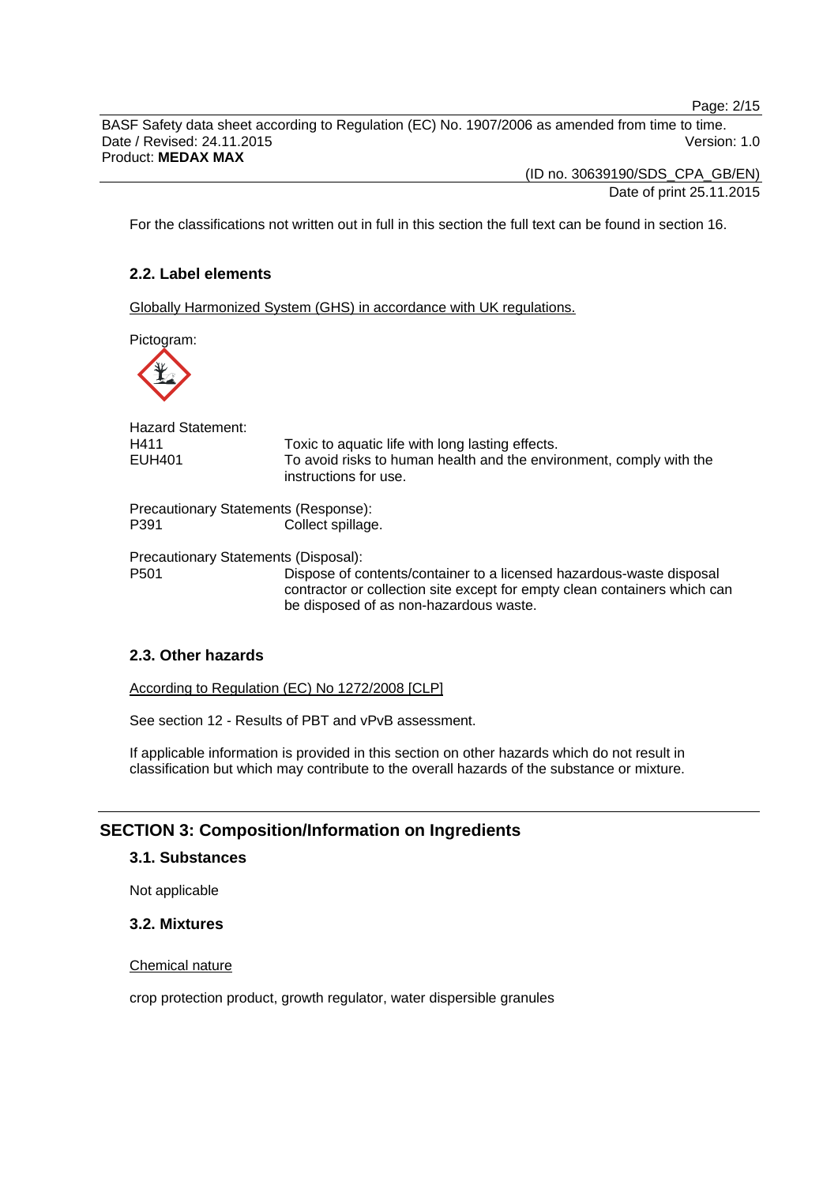For the classifications not written out in full in this section the full text can be found in section 16.

### 2.2. Label elements

Globally Harmonized System (GHS) in accordance with UK regulations.

Pictogram:

Hazard Statement:

| | |
|---|---|
| H411 | Toxic to aquatic life with long lasting effects. |
| EUH401 | To avoid risks to human health and the environment, comply with the instructions for use. |

Precautionary Statements (Response):

| | |
|---|---|
| P391 | Collect spillage. |

Precautionary Statements (Disposal):

| | |
|---|---|
| P501 | Dispose of contents/container to a licensed hazardous-waste disposal contractor or collection site except for empty clean containers which can be disposed of as non-hazardous waste. |

### 2.3. Other hazards

According to Regulation (EC) No 1272/2008 [CLP]

See section 12 - Results of PBT and vPvB assessment.

If applicable information is provided in this section on other hazards which do not result in classification but which may contribute to the overall hazards of the substance or mixture.

## SECTION 3: Composition/Information on Ingredients

### 3.1. Substances

Not applicable

### 3.2. Mixtures

Chemical nature

crop protection product, growth regulator, water dispersible granules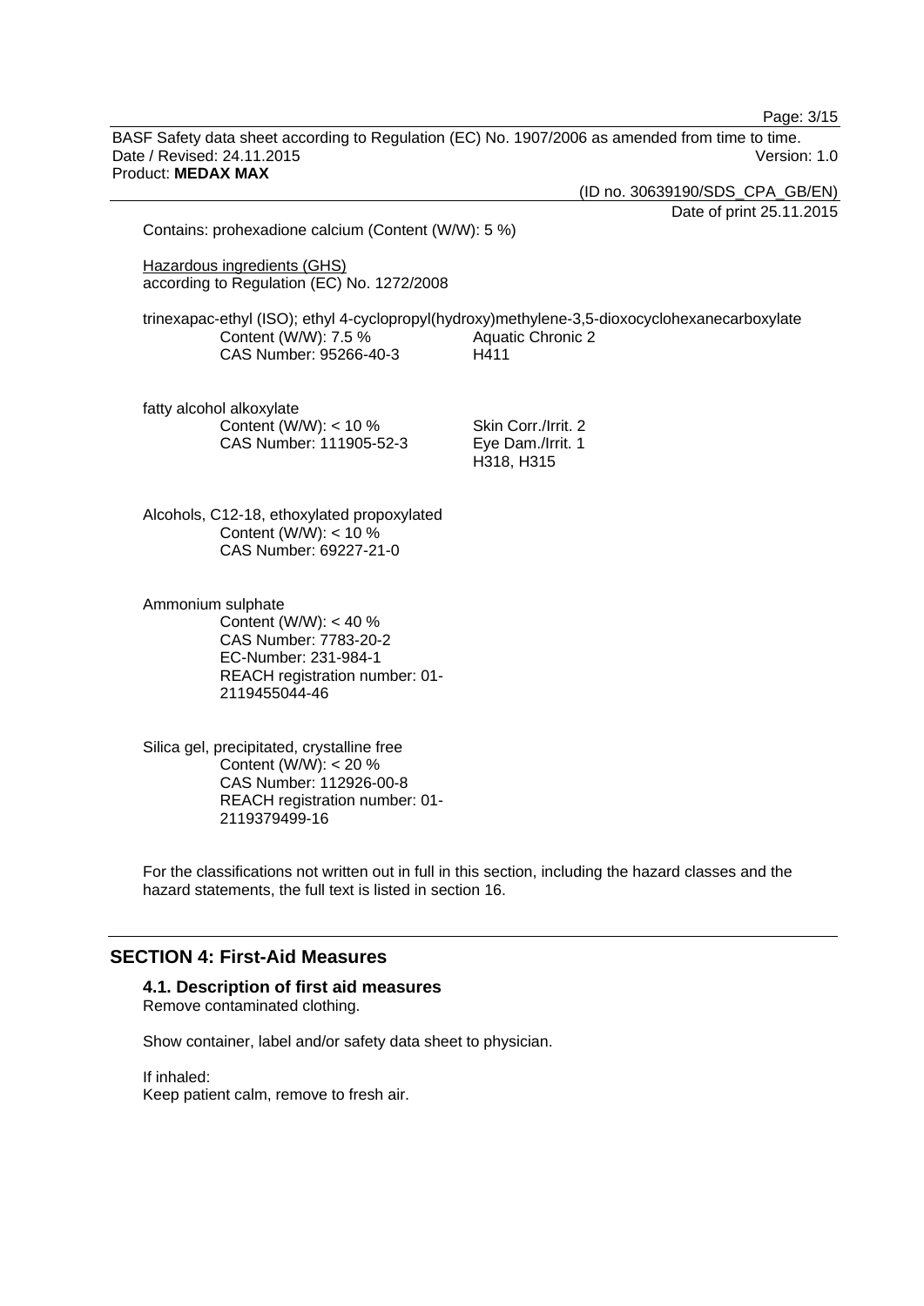Contains: prohexadione calcium (Content (W/W): 5 %)

Hazardous ingredients (GHS)
according to Regulation (EC) No. 1272/2008

trinexapac-ethyl (ISO); ethyl 4-cyclopropyl(hydroxy)methylene-3,5-dioxocyclohexanecarboxylate

| | |
|---|---|
| Content (W/W): 7.5 % | Aquatic Chronic 2 |
| CAS Number: 95266-40-3 | H411 |

fatty alcohol alkoxylate

| | |
|---|---|
| Content (W/W): < 10 % | Skin Corr./Irrit. 2 |
| CAS Number: 111905-52-3 | Eye Dam./Irrit. 1 |
| | H318, H315 |

Alcohols, C12-18, ethoxylated propoxylated
Content (W/W): < 10 %
CAS Number: 69227-21-0

Ammonium sulphate
Content (W/W): < 40 %
CAS Number: 7783-20-2
EC-Number: 231-984-1
REACH registration number: 01-2119455044-46

Silica gel, precipitated, crystalline free
Content (W/W): < 20 %
CAS Number: 112926-00-8
REACH registration number: 01-2119379499-16

For the classifications not written out in full in this section, including the hazard classes and the hazard statements, the full text is listed in section 16.

## SECTION 4: First-Aid Measures

### 4.1. Description of first aid measures

Remove contaminated clothing.

Show container, label and/or safety data sheet to physician.

If inhaled:
Keep patient calm, remove to fresh air.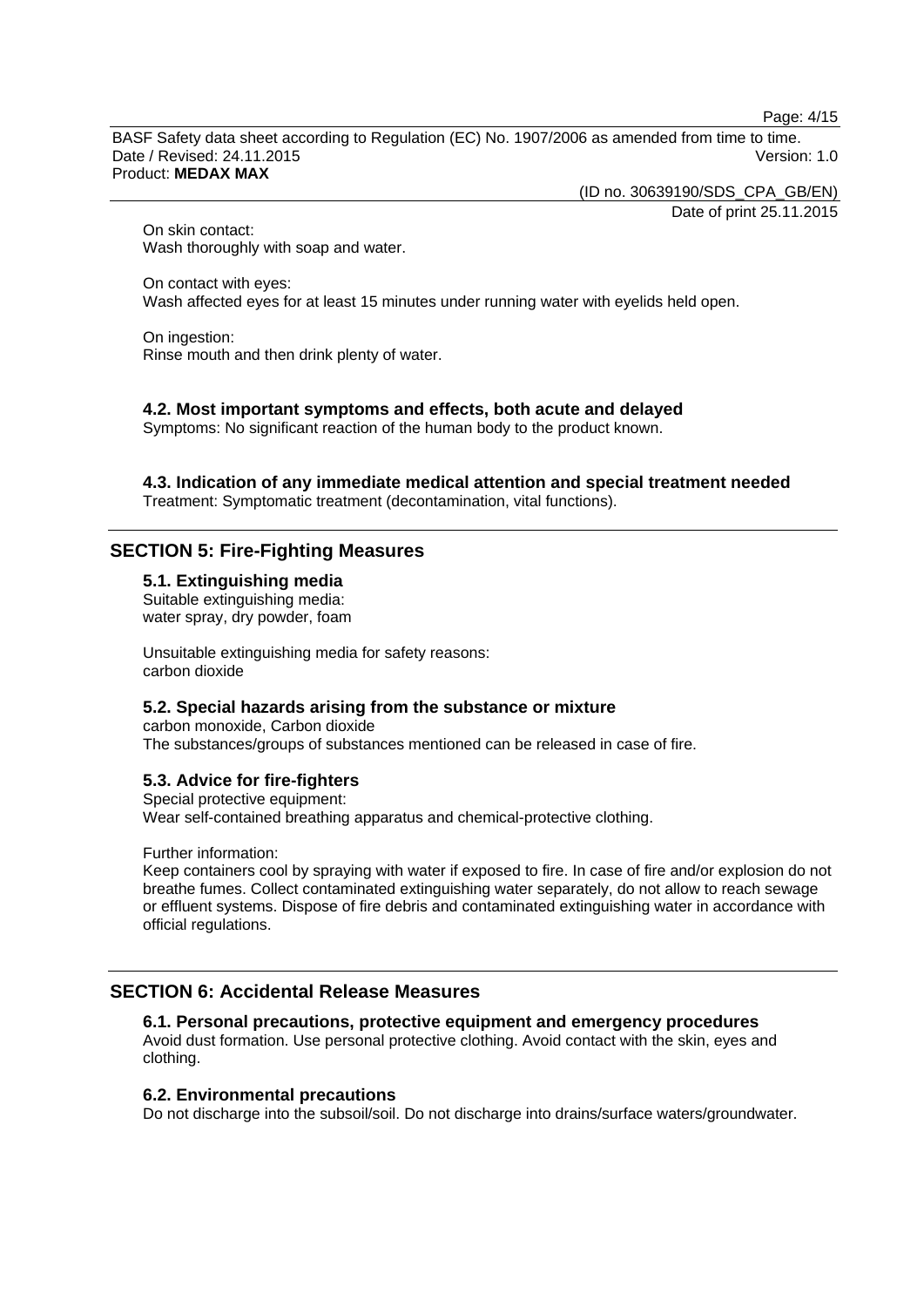On skin contact:
Wash thoroughly with soap and water.

On contact with eyes:
Wash affected eyes for at least 15 minutes under running water with eyelids held open.

On ingestion:
Rinse mouth and then drink plenty of water.

### 4.2. Most important symptoms and effects, both acute and delayed

Symptoms: No significant reaction of the human body to the product known.

### 4.3. Indication of any immediate medical attention and special treatment needed

Treatment: Symptomatic treatment (decontamination, vital functions).

## SECTION 5: Fire-Fighting Measures

### 5.1. Extinguishing media

Suitable extinguishing media:
water spray, dry powder, foam

Unsuitable extinguishing media for safety reasons:
carbon dioxide

### 5.2. Special hazards arising from the substance or mixture

carbon monoxide, Carbon dioxide
The substances/groups of substances mentioned can be released in case of fire.

### 5.3. Advice for fire-fighters

Special protective equipment:
Wear self-contained breathing apparatus and chemical-protective clothing.

Further information:
Keep containers cool by spraying with water if exposed to fire. In case of fire and/or explosion do not breathe fumes. Collect contaminated extinguishing water separately, do not allow to reach sewage or effluent systems. Dispose of fire debris and contaminated extinguishing water in accordance with official regulations.

## SECTION 6: Accidental Release Measures

### 6.1. Personal precautions, protective equipment and emergency procedures

Avoid dust formation. Use personal protective clothing. Avoid contact with the skin, eyes and clothing.

### 6.2. Environmental precautions

Do not discharge into the subsoil/soil. Do not discharge into drains/surface waters/groundwater.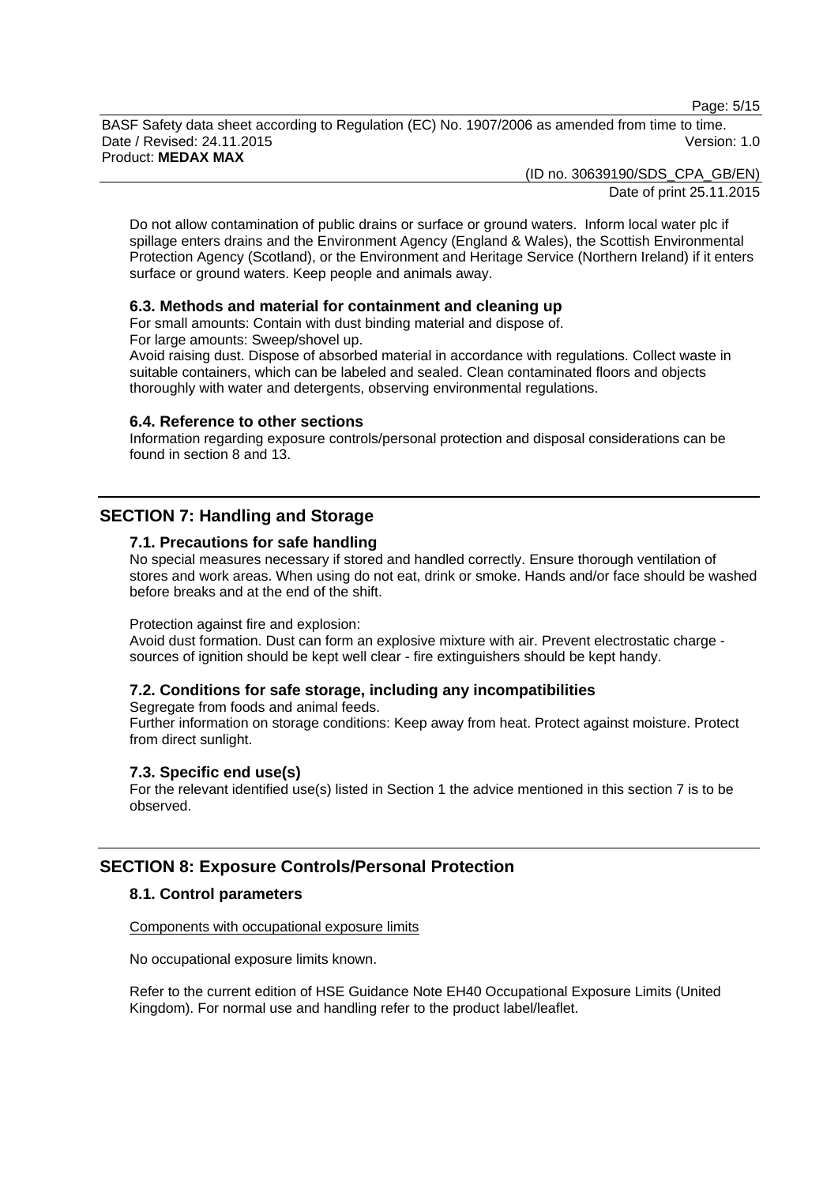Do not allow contamination of public drains or surface or ground waters. Inform local water plc if spillage enters drains and the Environment Agency (England & Wales), the Scottish Environmental Protection Agency (Scotland), or the Environment and Heritage Service (Northern Ireland) if it enters surface or ground waters. Keep people and animals away.

### 6.3. Methods and material for containment and cleaning up

For small amounts: Contain with dust binding material and dispose of.
For large amounts: Sweep/shovel up.
Avoid raising dust. Dispose of absorbed material in accordance with regulations. Collect waste in suitable containers, which can be labeled and sealed. Clean contaminated floors and objects thoroughly with water and detergents, observing environmental regulations.

### 6.4. Reference to other sections

Information regarding exposure controls/personal protection and disposal considerations can be found in section 8 and 13.

## SECTION 7: Handling and Storage

### 7.1. Precautions for safe handling

No special measures necessary if stored and handled correctly. Ensure thorough ventilation of stores and work areas. When using do not eat, drink or smoke. Hands and/or face should be washed before breaks and at the end of the shift.

Protection against fire and explosion:
Avoid dust formation. Dust can form an explosive mixture with air. Prevent electrostatic charge - sources of ignition should be kept well clear - fire extinguishers should be kept handy.

### 7.2. Conditions for safe storage, including any incompatibilities

Segregate from foods and animal feeds.
Further information on storage conditions: Keep away from heat. Protect against moisture. Protect from direct sunlight.

### 7.3. Specific end use(s)

For the relevant identified use(s) listed in Section 1 the advice mentioned in this section 7 is to be observed.

## SECTION 8: Exposure Controls/Personal Protection

### 8.1. Control parameters

Components with occupational exposure limits

No occupational exposure limits known.

Refer to the current edition of HSE Guidance Note EH40 Occupational Exposure Limits (United Kingdom). For normal use and handling refer to the product label/leaflet.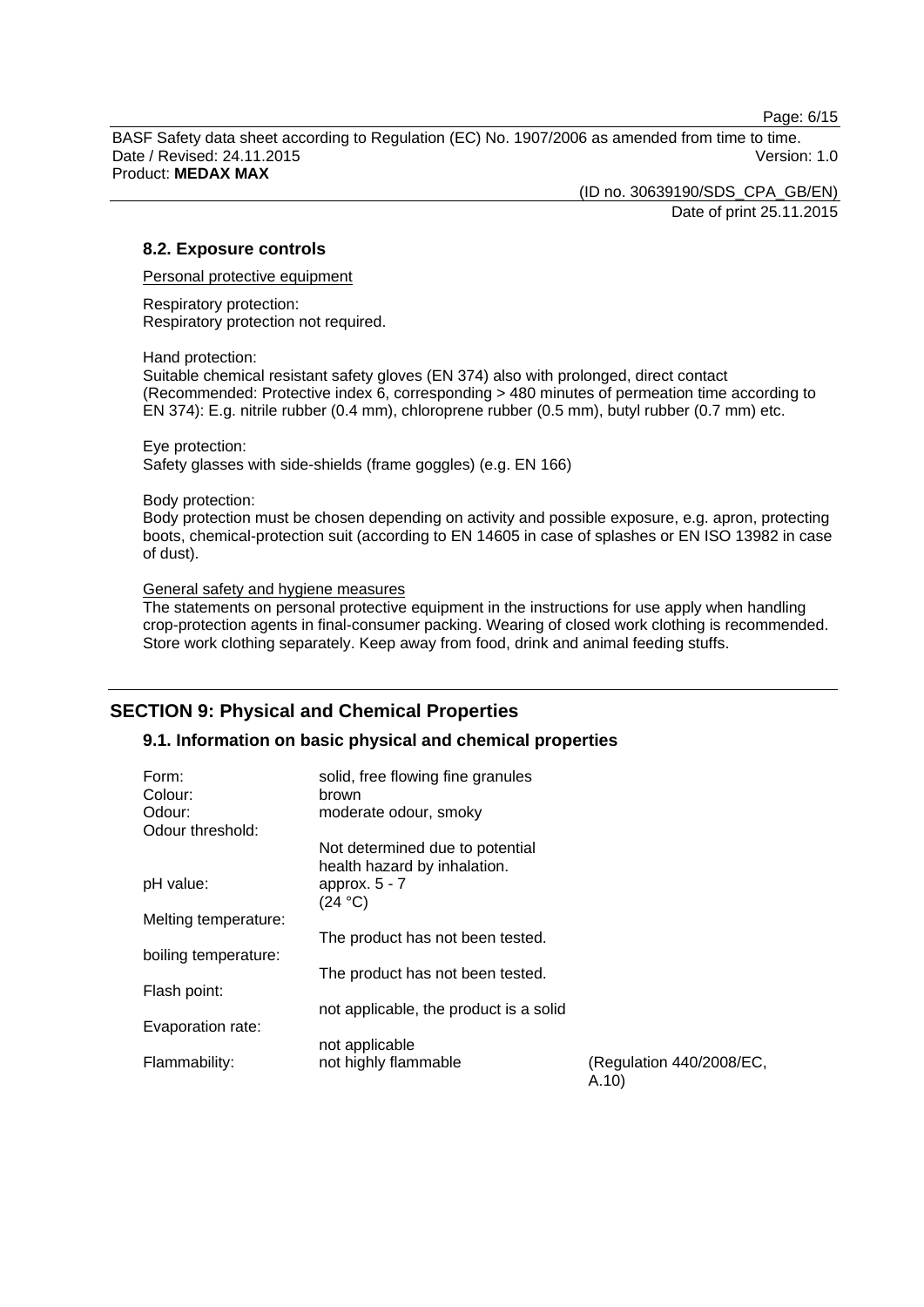### 8.2. Exposure controls

Personal protective equipment

Respiratory protection:
Respiratory protection not required.

Hand protection:
Suitable chemical resistant safety gloves (EN 374) also with prolonged, direct contact (Recommended: Protective index 6, corresponding > 480 minutes of permeation time according to EN 374): E.g. nitrile rubber (0.4 mm), chloroprene rubber (0.5 mm), butyl rubber (0.7 mm) etc.

Eye protection:
Safety glasses with side-shields (frame goggles) (e.g. EN 166)

Body protection:
Body protection must be chosen depending on activity and possible exposure, e.g. apron, protecting boots, chemical-protection suit (according to EN 14605 in case of splashes or EN ISO 13982 in case of dust).

General safety and hygiene measures
The statements on personal protective equipment in the instructions for use apply when handling crop-protection agents in final-consumer packing. Wearing of closed work clothing is recommended. Store work clothing separately. Keep away from food, drink and animal feeding stuffs.

## SECTION 9: Physical and Chemical Properties

### 9.1. Information on basic physical and chemical properties

| | | |
|---|---|---|
| Form: | solid, free flowing fine granules | |
| Colour: | brown | |
| Odour: | moderate odour, smoky | |
| Odour threshold: | Not determined due to potential health hazard by inhalation. | |
| pH value: | approx. 5 - 7 (24 °C) | |
| Melting temperature: | The product has not been tested. | |
| boiling temperature: | The product has not been tested. | |
| Flash point: | not applicable, the product is a solid | |
| Evaporation rate: | not applicable | |
| Flammability: | not highly flammable | (Regulation 440/2008/EC, A.10) |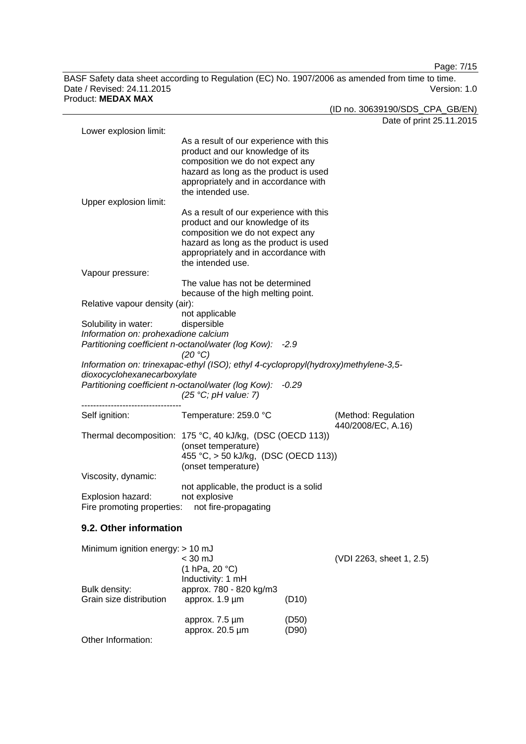Lower explosion limit:
As a result of our experience with this product and our knowledge of its composition we do not expect any hazard as long as the product is used appropriately and in accordance with the intended use.

Upper explosion limit:
As a result of our experience with this product and our knowledge of its composition we do not expect any hazard as long as the product is used appropriately and in accordance with the intended use.

Vapour pressure:
The value has not be determined because of the high melting point.

Relative vapour density (air):
not applicable

Solubility in water: dispersible

*Information on: prohexadione calcium*
*Partitioning coefficient n-octanol/water (log Kow): -2.9*
*(20 °C)*

*Information on: trinexapac-ethyl (ISO); ethyl 4-cyclopropyl(hydroxy)methylene-3,5-dioxocyclohexanecarboxylate*
*Partitioning coefficient n-octanol/water (log Kow): -0.29*
*(25 °C; pH value: 7)*

----------------------------------

Self ignition: Temperature: 259.0 °C (Method: Regulation 440/2008/EC, A.16)

Thermal decomposition: 175 °C, 40 kJ/kg, (DSC (OECD 113)) (onset temperature)
455 °C, > 50 kJ/kg, (DSC (OECD 113)) (onset temperature)

Viscosity, dynamic:
not applicable, the product is a solid

Explosion hazard: not explosive

Fire promoting properties: not fire-propagating

## 9.2. Other information

Minimum ignition energy: > 10 mJ
< 30 mJ (VDI 2263, sheet 1, 2.5)
(1 hPa, 20 °C)
Inductivity: 1 mH

Bulk density: approx. 780 - 820 kg/m3

Grain size distribution
approx. 1.9 µm (D10)
approx. 7.5 µm (D50)
approx. 20.5 µm (D90)

Other Information: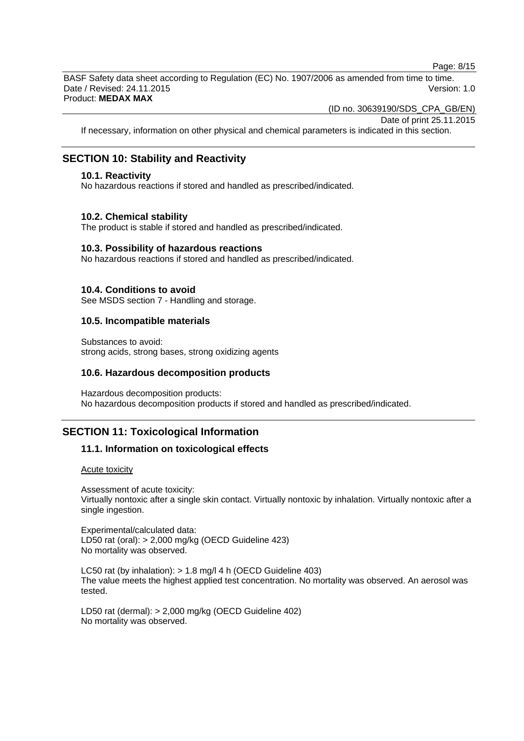If necessary, information on other physical and chemical parameters is indicated in this section.

## SECTION 10: Stability and Reactivity

### 10.1. Reactivity

No hazardous reactions if stored and handled as prescribed/indicated.

### 10.2. Chemical stability

The product is stable if stored and handled as prescribed/indicated.

### 10.3. Possibility of hazardous reactions

No hazardous reactions if stored and handled as prescribed/indicated.

### 10.4. Conditions to avoid

See MSDS section 7 - Handling and storage.

### 10.5. Incompatible materials

Substances to avoid:
strong acids, strong bases, strong oxidizing agents

### 10.6. Hazardous decomposition products

Hazardous decomposition products:
No hazardous decomposition products if stored and handled as prescribed/indicated.

## SECTION 11: Toxicological Information

### 11.1. Information on toxicological effects

Acute toxicity

Assessment of acute toxicity:
Virtually nontoxic after a single skin contact. Virtually nontoxic by inhalation. Virtually nontoxic after a single ingestion.

Experimental/calculated data:
LD50 rat (oral): > 2,000 mg/kg (OECD Guideline 423)
No mortality was observed.

LC50 rat (by inhalation): > 1.8 mg/l 4 h (OECD Guideline 403)
The value meets the highest applied test concentration. No mortality was observed. An aerosol was tested.

LD50 rat (dermal): > 2,000 mg/kg (OECD Guideline 402)
No mortality was observed.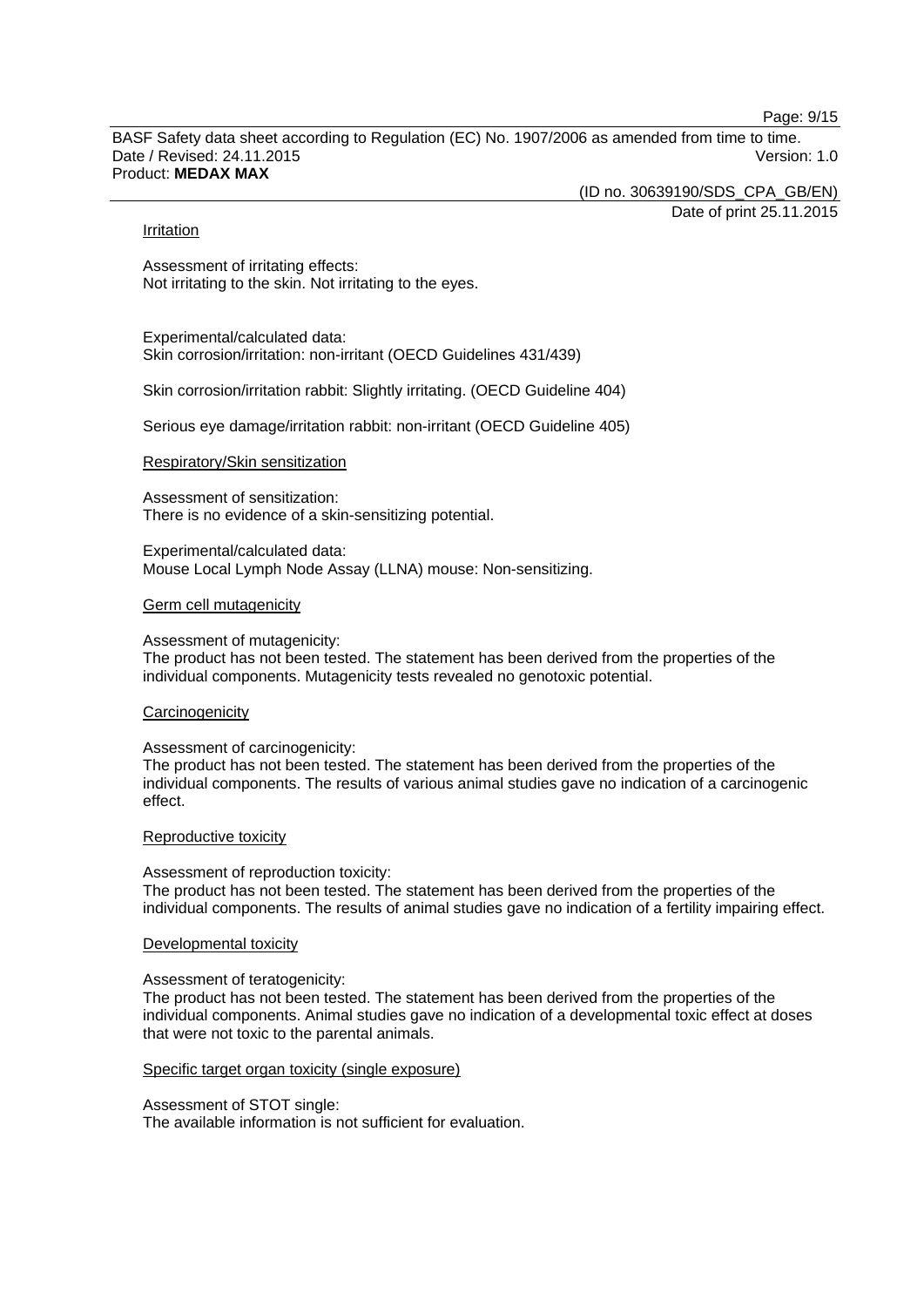### Irritation

Assessment of irritating effects:
Not irritating to the skin. Not irritating to the eyes.

Experimental/calculated data:
Skin corrosion/irritation: non-irritant (OECD Guidelines 431/439)

Skin corrosion/irritation rabbit: Slightly irritating. (OECD Guideline 404)

Serious eye damage/irritation rabbit: non-irritant (OECD Guideline 405)

### Respiratory/Skin sensitization

Assessment of sensitization:
There is no evidence of a skin-sensitizing potential.

Experimental/calculated data:
Mouse Local Lymph Node Assay (LLNA) mouse: Non-sensitizing.

### Germ cell mutagenicity

Assessment of mutagenicity:
The product has not been tested. The statement has been derived from the properties of the individual components. Mutagenicity tests revealed no genotoxic potential.

### Carcinogenicity

Assessment of carcinogenicity:
The product has not been tested. The statement has been derived from the properties of the individual components. The results of various animal studies gave no indication of a carcinogenic effect.

### Reproductive toxicity

Assessment of reproduction toxicity:
The product has not been tested. The statement has been derived from the properties of the individual components. The results of animal studies gave no indication of a fertility impairing effect.

### Developmental toxicity

Assessment of teratogenicity:
The product has not been tested. The statement has been derived from the properties of the individual components. Animal studies gave no indication of a developmental toxic effect at doses that were not toxic to the parental animals.

### Specific target organ toxicity (single exposure)

Assessment of STOT single:
The available information is not sufficient for evaluation.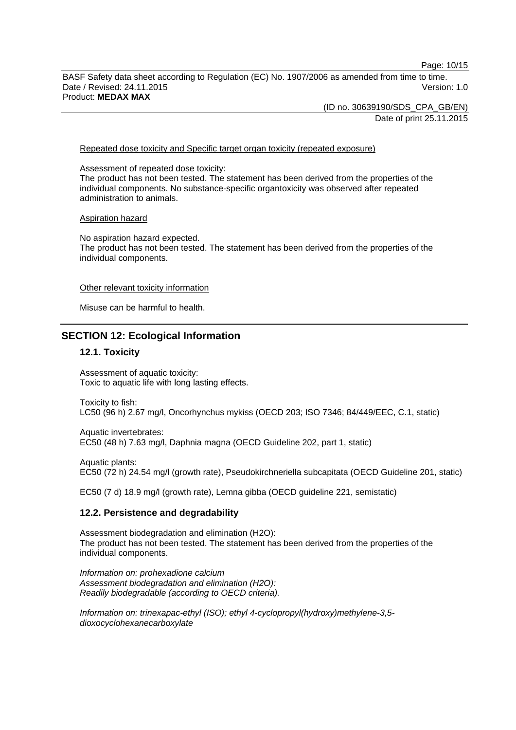Repeated dose toxicity and Specific target organ toxicity (repeated exposure)

Assessment of repeated dose toxicity:
The product has not been tested. The statement has been derived from the properties of the individual components. No substance-specific organtoxicity was observed after repeated administration to animals.

Aspiration hazard

No aspiration hazard expected.
The product has not been tested. The statement has been derived from the properties of the individual components.

Other relevant toxicity information

Misuse can be harmful to health.

## SECTION 12: Ecological Information

### 12.1. Toxicity

Assessment of aquatic toxicity:
Toxic to aquatic life with long lasting effects.

Toxicity to fish:
LC50 (96 h) 2.67 mg/l, Oncorhynchus mykiss (OECD 203; ISO 7346; 84/449/EEC, C.1, static)

Aquatic invertebrates:
EC50 (48 h) 7.63 mg/l, Daphnia magna (OECD Guideline 202, part 1, static)

Aquatic plants:
EC50 (72 h) 24.54 mg/l (growth rate), Pseudokirchneriella subcapitata (OECD Guideline 201, static)

EC50 (7 d) 18.9 mg/l (growth rate), Lemna gibba (OECD guideline 221, semistatic)

### 12.2. Persistence and degradability

Assessment biodegradation and elimination (H2O):
The product has not been tested. The statement has been derived from the properties of the individual components.

*Information on: prohexadione calcium*
*Assessment biodegradation and elimination (H2O):*
*Readily biodegradable (according to OECD criteria).*

*Information on: trinexapac-ethyl (ISO); ethyl 4-cyclopropyl(hydroxy)methylene-3,5-dioxocyclohexanecarboxylate*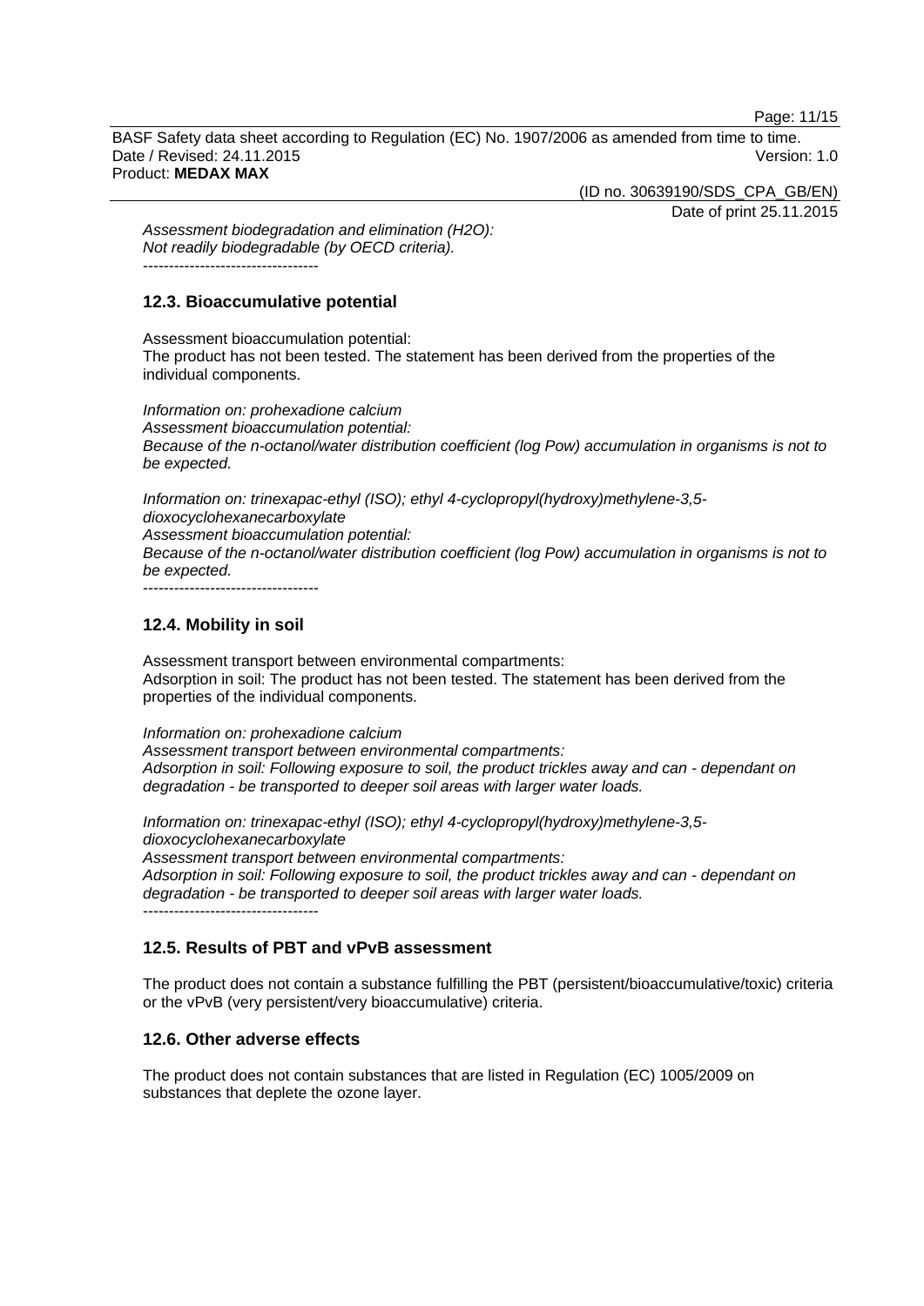*Assessment biodegradation and elimination (H2O):*
*Not readily biodegradable (by OECD criteria).*

----------------------------------

### 12.3. Bioaccumulative potential

Assessment bioaccumulation potential:
The product has not been tested. The statement has been derived from the properties of the individual components.

*Information on: prohexadione calcium*
*Assessment bioaccumulation potential:*
*Because of the n-octanol/water distribution coefficient (log Pow) accumulation in organisms is not to be expected.*

*Information on: trinexapac-ethyl (ISO); ethyl 4-cyclopropyl(hydroxy)methylene-3,5-dioxocyclohexanecarboxylate*
*Assessment bioaccumulation potential:*
*Because of the n-octanol/water distribution coefficient (log Pow) accumulation in organisms is not to be expected.*

----------------------------------

### 12.4. Mobility in soil

Assessment transport between environmental compartments:
Adsorption in soil: The product has not been tested. The statement has been derived from the properties of the individual components.

*Information on: prohexadione calcium*
*Assessment transport between environmental compartments:*
*Adsorption in soil: Following exposure to soil, the product trickles away and can - dependant on degradation - be transported to deeper soil areas with larger water loads.*

*Information on: trinexapac-ethyl (ISO); ethyl 4-cyclopropyl(hydroxy)methylene-3,5-dioxocyclohexanecarboxylate*
*Assessment transport between environmental compartments:*
*Adsorption in soil: Following exposure to soil, the product trickles away and can - dependant on degradation - be transported to deeper soil areas with larger water loads.*

----------------------------------

### 12.5. Results of PBT and vPvB assessment

The product does not contain a substance fulfilling the PBT (persistent/bioaccumulative/toxic) criteria or the vPvB (very persistent/very bioaccumulative) criteria.

### 12.6. Other adverse effects

The product does not contain substances that are listed in Regulation (EC) 1005/2009 on substances that deplete the ozone layer.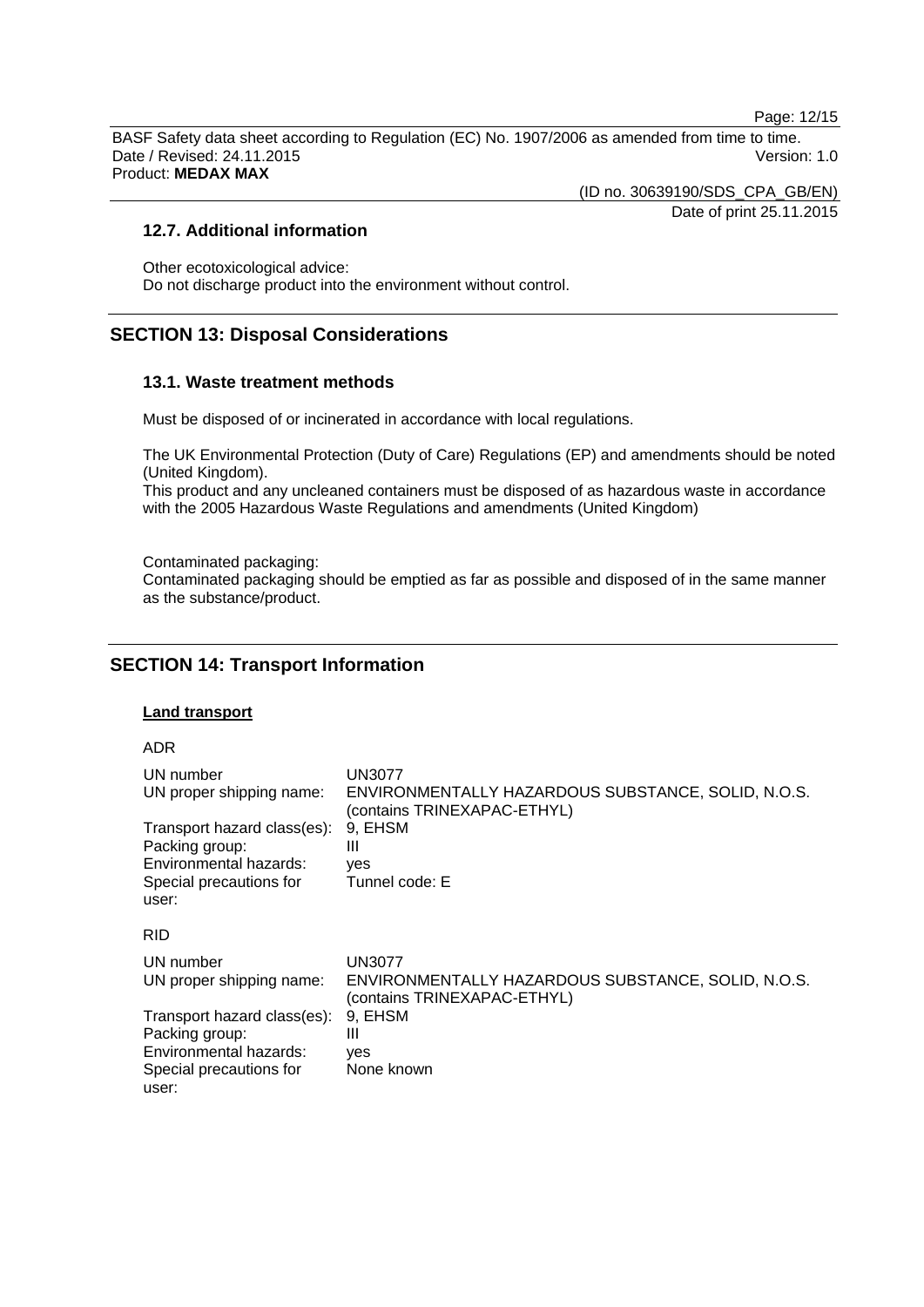### 12.7. Additional information

Other ecotoxicological advice:
Do not discharge product into the environment without control.

## SECTION 13: Disposal Considerations

### 13.1. Waste treatment methods

Must be disposed of or incinerated in accordance with local regulations.

The UK Environmental Protection (Duty of Care) Regulations (EP) and amendments should be noted (United Kingdom).
This product and any uncleaned containers must be disposed of as hazardous waste in accordance with the 2005 Hazardous Waste Regulations and amendments (United Kingdom)

Contaminated packaging:
Contaminated packaging should be emptied as far as possible and disposed of in the same manner as the substance/product.

## SECTION 14: Transport Information

**Land transport**

ADR

| | |
|---|---|
| UN number | UN3077 |
| UN proper shipping name: | ENVIRONMENTALLY HAZARDOUS SUBSTANCE, SOLID, N.O.S. (contains TRINEXAPAC-ETHYL) |
| Transport hazard class(es): | 9, EHSM |
| Packing group: | III |
| Environmental hazards: | yes |
| Special precautions for user: | Tunnel code: E |

RID

| | |
|---|---|
| UN number | UN3077 |
| UN proper shipping name: | ENVIRONMENTALLY HAZARDOUS SUBSTANCE, SOLID, N.O.S. (contains TRINEXAPAC-ETHYL) |
| Transport hazard class(es): | 9, EHSM |
| Packing group: | III |
| Environmental hazards: | yes |
| Special precautions for user: | None known |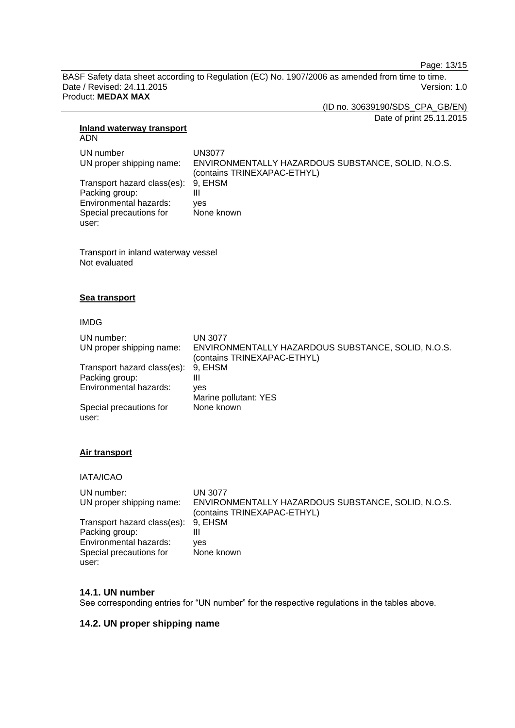**Inland waterway transport**

ADN

| | |
|---|---|
| UN number | UN3077 |
| UN proper shipping name: | ENVIRONMENTALLY HAZARDOUS SUBSTANCE, SOLID, N.O.S. (contains TRINEXAPAC-ETHYL) |
| Transport hazard class(es): | 9, EHSM |
| Packing group: | III |
| Environmental hazards: | yes |
| Special precautions for user: | None known |

Transport in inland waterway vessel

Not evaluated

**Sea transport**

IMDG

| | |
|---|---|
| UN number: | UN 3077 |
| UN proper shipping name: | ENVIRONMENTALLY HAZARDOUS SUBSTANCE, SOLID, N.O.S. (contains TRINEXAPAC-ETHYL) |
| Transport hazard class(es): | 9, EHSM |
| Packing group: | III |
| Environmental hazards: | yes<br>Marine pollutant: YES |
| Special precautions for user: | None known |

**Air transport**

IATA/ICAO

| | |
|---|---|
| UN number: | UN 3077 |
| UN proper shipping name: | ENVIRONMENTALLY HAZARDOUS SUBSTANCE, SOLID, N.O.S. (contains TRINEXAPAC-ETHYL) |
| Transport hazard class(es): | 9, EHSM |
| Packing group: | III |
| Environmental hazards: | yes |
| Special precautions for user: | None known |

## 14.1. UN number

See corresponding entries for "UN number" for the respective regulations in the tables above.

## 14.2. UN proper shipping name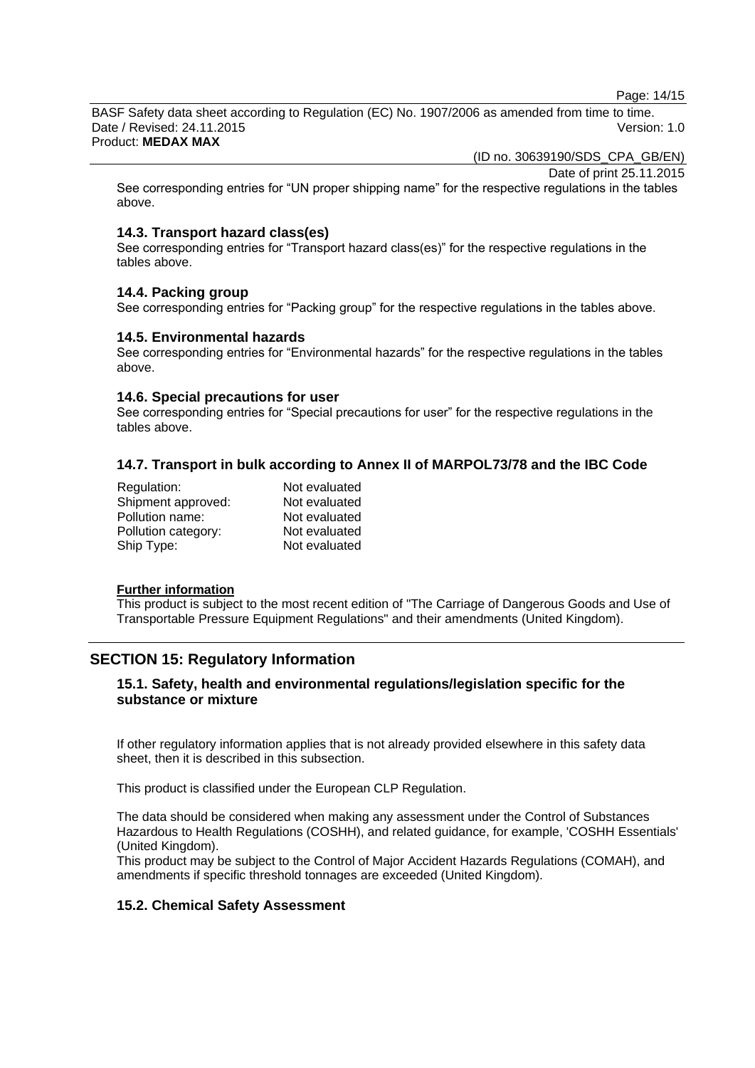See corresponding entries for “UN proper shipping name” for the respective regulations in the tables above.

### 14.3. Transport hazard class(es)

See corresponding entries for “Transport hazard class(es)” for the respective regulations in the tables above.

### 14.4. Packing group

See corresponding entries for “Packing group” for the respective regulations in the tables above.

### 14.5. Environmental hazards

See corresponding entries for “Environmental hazards” for the respective regulations in the tables above.

### 14.6. Special precautions for user

See corresponding entries for “Special precautions for user” for the respective regulations in the tables above.

### 14.7. Transport in bulk according to Annex II of MARPOL73/78 and the IBC Code

| | |
|---|---|
| Regulation: | Not evaluated |
| Shipment approved: | Not evaluated |
| Pollution name: | Not evaluated |
| Pollution category: | Not evaluated |
| Ship Type: | Not evaluated |

**Further information**

This product is subject to the most recent edition of "The Carriage of Dangerous Goods and Use of Transportable Pressure Equipment Regulations" and their amendments (United Kingdom).

## SECTION 15: Regulatory Information

### 15.1. Safety, health and environmental regulations/legislation specific for the substance or mixture

If other regulatory information applies that is not already provided elsewhere in this safety data sheet, then it is described in this subsection.

This product is classified under the European CLP Regulation.

The data should be considered when making any assessment under the Control of Substances Hazardous to Health Regulations (COSHH), and related guidance, for example, 'COSHH Essentials' (United Kingdom).
This product may be subject to the Control of Major Accident Hazards Regulations (COMAH), and amendments if specific threshold tonnages are exceeded (United Kingdom).

### 15.2. Chemical Safety Assessment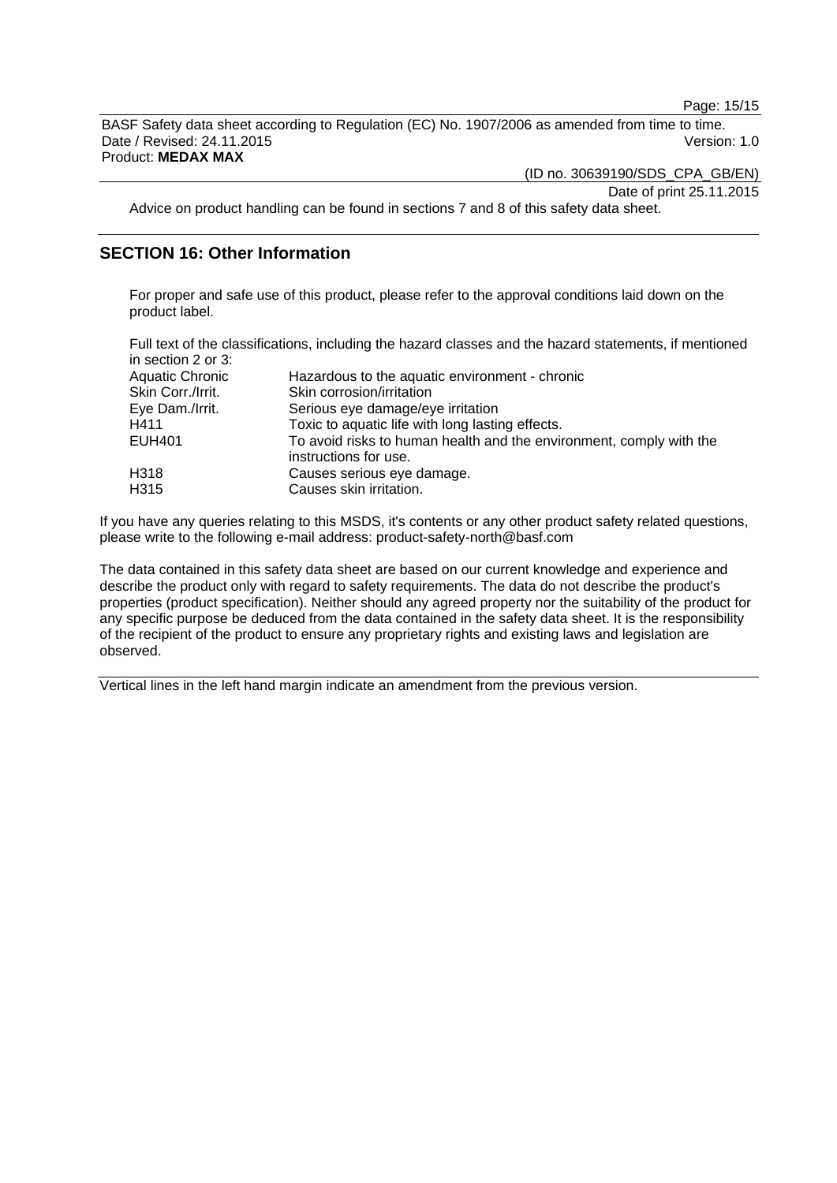Advice on product handling can be found in sections 7 and 8 of this safety data sheet.

## SECTION 16: Other Information

For proper and safe use of this product, please refer to the approval conditions laid down on the product label.

Full text of the classifications, including the hazard classes and the hazard statements, if mentioned in section 2 or 3:

| | |
|---|---|
| Aquatic Chronic | Hazardous to the aquatic environment - chronic |
| Skin Corr./Irrit. | Skin corrosion/irritation |
| Eye Dam./Irrit. | Serious eye damage/eye irritation |
| H411 | Toxic to aquatic life with long lasting effects. |
| EUH401 | To avoid risks to human health and the environment, comply with the instructions for use. |
| H318 | Causes serious eye damage. |
| H315 | Causes skin irritation. |

If you have any queries relating to this MSDS, it's contents or any other product safety related questions, please write to the following e-mail address: product-safety-north@basf.com

The data contained in this safety data sheet are based on our current knowledge and experience and describe the product only with regard to safety requirements. The data do not describe the product's properties (product specification). Neither should any agreed property nor the suitability of the product for any specific purpose be deduced from the data contained in the safety data sheet. It is the responsibility of the recipient of the product to ensure any proprietary rights and existing laws and legislation are observed.

Vertical lines in the left hand margin indicate an amendment from the previous version.